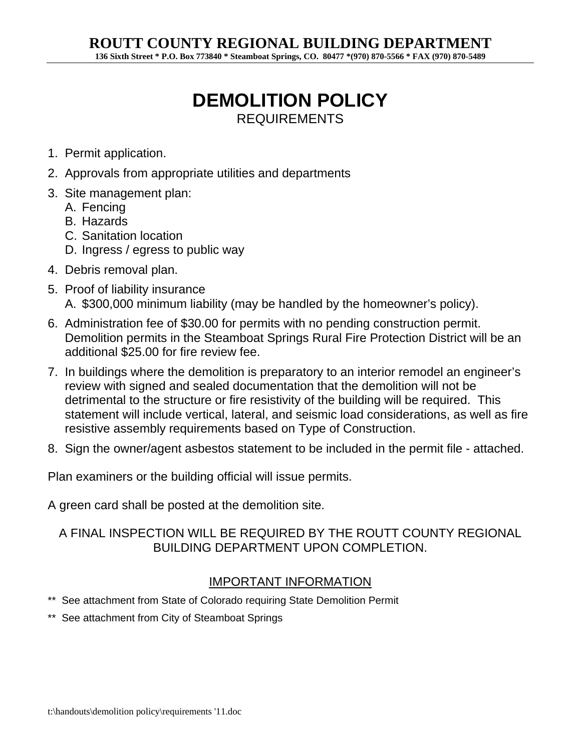# ROUTT COUNTY REGIONAL BUILDING DEPARTMENT

**136 Sixth Street * P.O. Box 773840 * Steamboat Springs, CO. 80477 *(970) 870-5566 * FAX (970) 870-5489**

## DEMOLITION POLICY

REQUIREMENTS

1. Permit application.
2. Approvals from appropriate utilities and departments
3. Site management plan:
   A. Fencing
   B. Hazards
   C. Sanitation location
   D. Ingress / egress to public way
4. Debris removal plan.
5. Proof of liability insurance
   A. $300,000 minimum liability (may be handled by the homeowner's policy).
6. Administration fee of $30.00 for permits with no pending construction permit. Demolition permits in the Steamboat Springs Rural Fire Protection District will be an additional $25.00 for fire review fee.
7. In buildings where the demolition is preparatory to an interior remodel an engineer's review with signed and sealed documentation that the demolition will not be detrimental to the structure or fire resistivity of the building will be required. This statement will include vertical, lateral, and seismic load considerations, as well as fire resistive assembly requirements based on Type of Construction.
8. Sign the owner/agent asbestos statement to be included in the permit file - attached.

Plan examiners or the building official will issue permits.

A green card shall be posted at the demolition site.

A FINAL INSPECTION WILL BE REQUIRED BY THE ROUTT COUNTY REGIONAL BUILDING DEPARTMENT UPON COMPLETION.

<u>IMPORTANT INFORMATION</u>

** See attachment from State of Colorado requiring State Demolition Permit

** See attachment from City of Steamboat Springs

t:\handouts\demolition policy\requirements '11.doc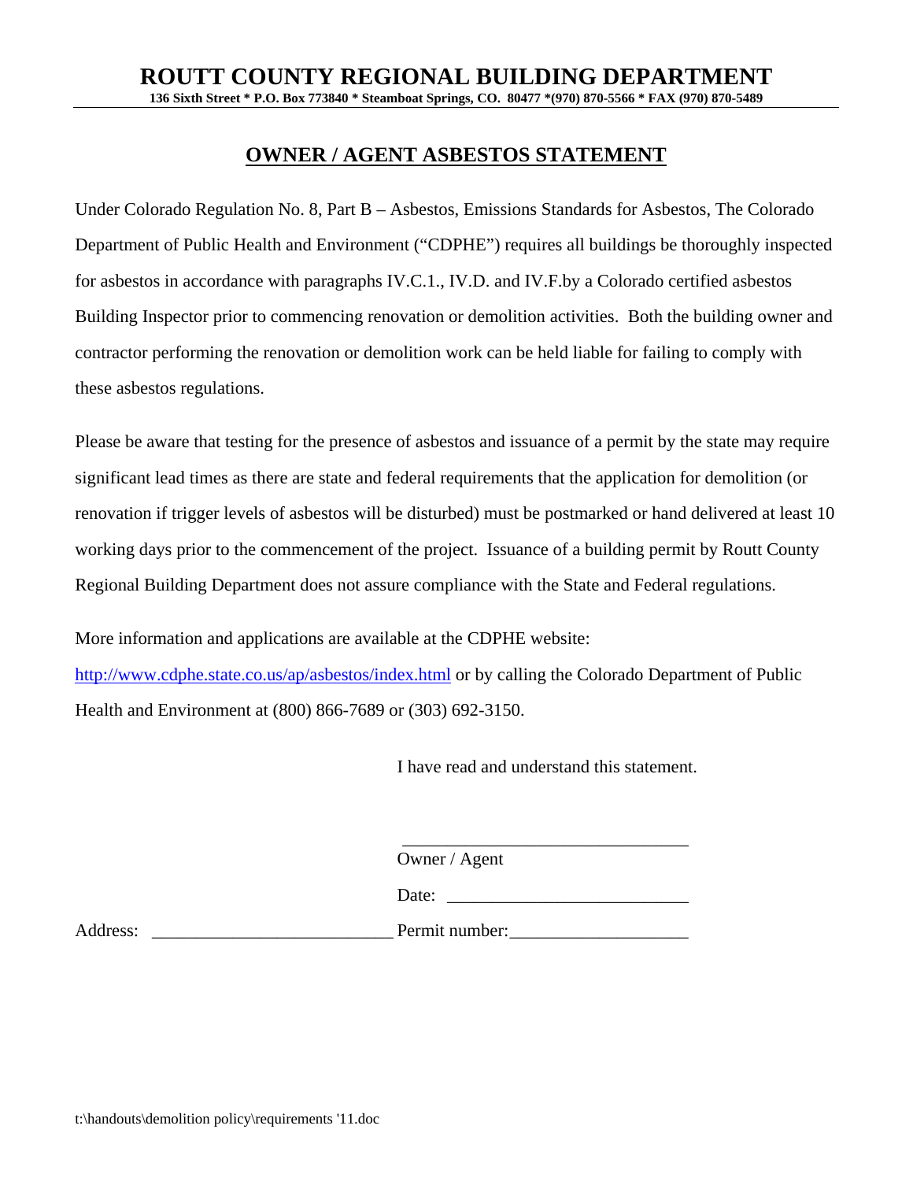# ROUTT COUNTY REGIONAL BUILDING DEPARTMENT

**136 Sixth Street * P.O. Box 773840 * Steamboat Springs, CO. 80477 *(970) 870-5566 * FAX (970) 870-5489**

## OWNER / AGENT ASBESTOS STATEMENT

Under Colorado Regulation No. 8, Part B – Asbestos, Emissions Standards for Asbestos, The Colorado Department of Public Health and Environment ("CDPHE") requires all buildings be thoroughly inspected for asbestos in accordance with paragraphs IV.C.1., IV.D. and IV.F.by a Colorado certified asbestos Building Inspector prior to commencing renovation or demolition activities. Both the building owner and contractor performing the renovation or demolition work can be held liable for failing to comply with these asbestos regulations.

Please be aware that testing for the presence of asbestos and issuance of a permit by the state may require significant lead times as there are state and federal requirements that the application for demolition (or renovation if trigger levels of asbestos will be disturbed) must be postmarked or hand delivered at least 10 working days prior to the commencement of the project. Issuance of a building permit by Routt County Regional Building Department does not assure compliance with the State and Federal regulations.

More information and applications are available at the CDPHE website: http://www.cdphe.state.co.us/ap/asbestos/index.html or by calling the Colorado Department of Public Health and Environment at (800) 866-7689 or (303) 692-3150.

I have read and understand this statement.

________________________________
Owner / Agent

Date: ___________________________

Address: __________________________ Permit number:___________________

t:\handouts\demolition policy\requirements '11.doc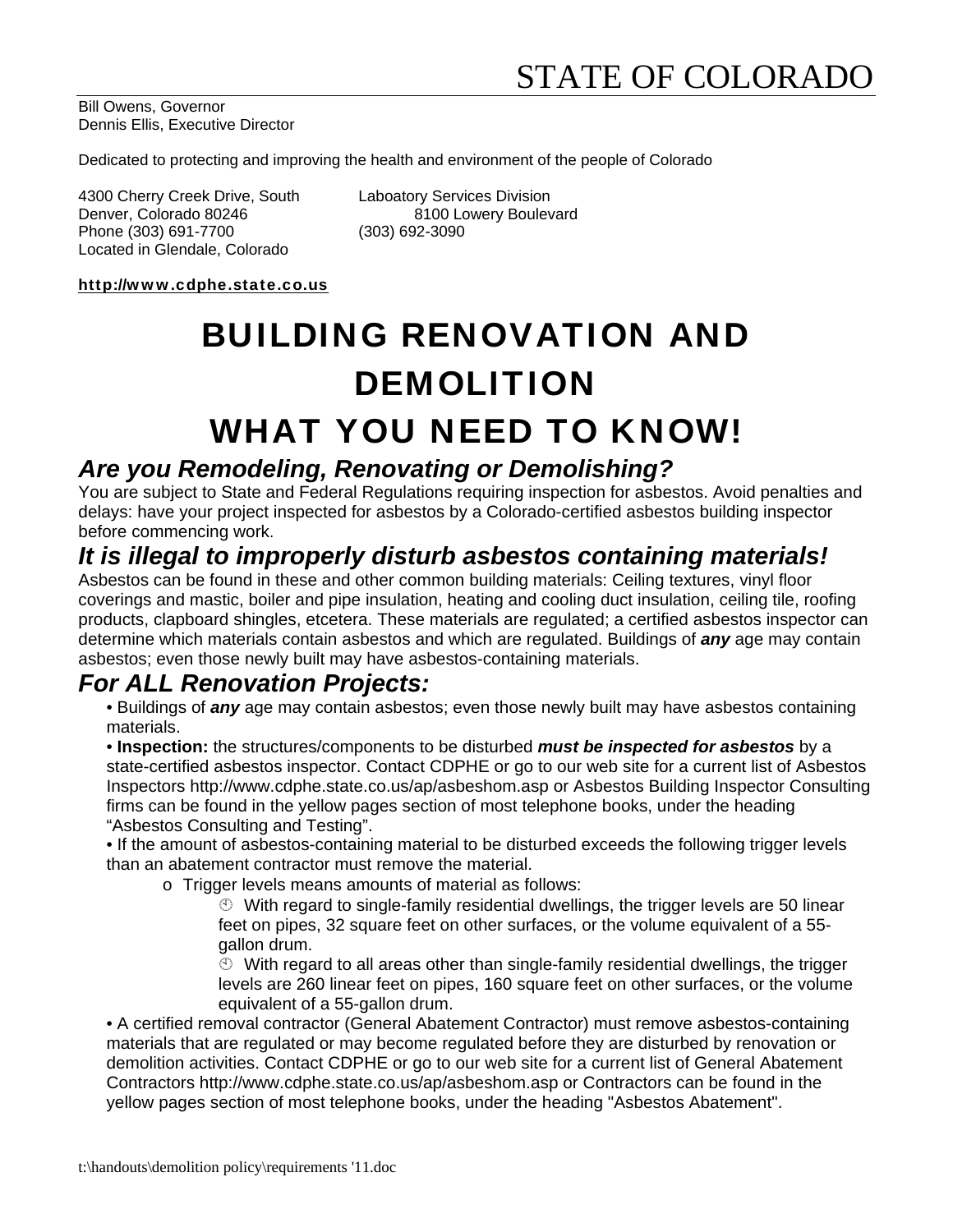# STATE OF COLORADO

Bill Owens, Governor
Dennis Ellis, Executive Director

Dedicated to protecting and improving the health and environment of the people of Colorado

4300 Cherry Creek Drive, South
Denver, Colorado 80246
Phone (303) 691-7700
Located in Glendale, Colorado

Laboatory Services Division
8100 Lowery Boulevard
(303) 692-3090

**http://www.cdphe.state.co.us**

# BUILDING RENOVATION AND DEMOLITION
# WHAT YOU NEED TO KNOW!

## *Are you Remodeling, Renovating or Demolishing?*

You are subject to State and Federal Regulations requiring inspection for asbestos. Avoid penalties and delays: have your project inspected for asbestos by a Colorado-certified asbestos building inspector before commencing work.

## *It is illegal to improperly disturb asbestos containing materials!*

Asbestos can be found in these and other common building materials: Ceiling textures, vinyl floor coverings and mastic, boiler and pipe insulation, heating and cooling duct insulation, ceiling tile, roofing products, clapboard shingles, etcetera. These materials are regulated; a certified asbestos inspector can determine which materials contain asbestos and which are regulated. Buildings of ***any*** age may contain asbestos; even those newly built may have asbestos-containing materials.

## *For ALL Renovation Projects:*

- Buildings of ***any*** age may contain asbestos; even those newly built may have asbestos containing materials.
- **Inspection:** the structures/components to be disturbed ***must be inspected for asbestos*** by a state-certified asbestos inspector. Contact CDPHE or go to our web site for a current list of Asbestos Inspectors http://www.cdphe.state.co.us/ap/asbeshom.asp or Asbestos Building Inspector Consulting firms can be found in the yellow pages section of most telephone books, under the heading "Asbestos Consulting and Testing".
- If the amount of asbestos-containing material to be disturbed exceeds the following trigger levels than an abatement contractor must remove the material.
  - Trigger levels means amounts of material as follows:
    - With regard to single-family residential dwellings, the trigger levels are 50 linear feet on pipes, 32 square feet on other surfaces, or the volume equivalent of a 55-gallon drum.
    - With regard to all areas other than single-family residential dwellings, the trigger levels are 260 linear feet on pipes, 160 square feet on other surfaces, or the volume equivalent of a 55-gallon drum.
- A certified removal contractor (General Abatement Contractor) must remove asbestos-containing materials that are regulated or may become regulated before they are disturbed by renovation or demolition activities. Contact CDPHE or go to our web site for a current list of General Abatement Contractors http://www.cdphe.state.co.us/ap/asbeshom.asp or Contractors can be found in the yellow pages section of most telephone books, under the heading "Asbestos Abatement".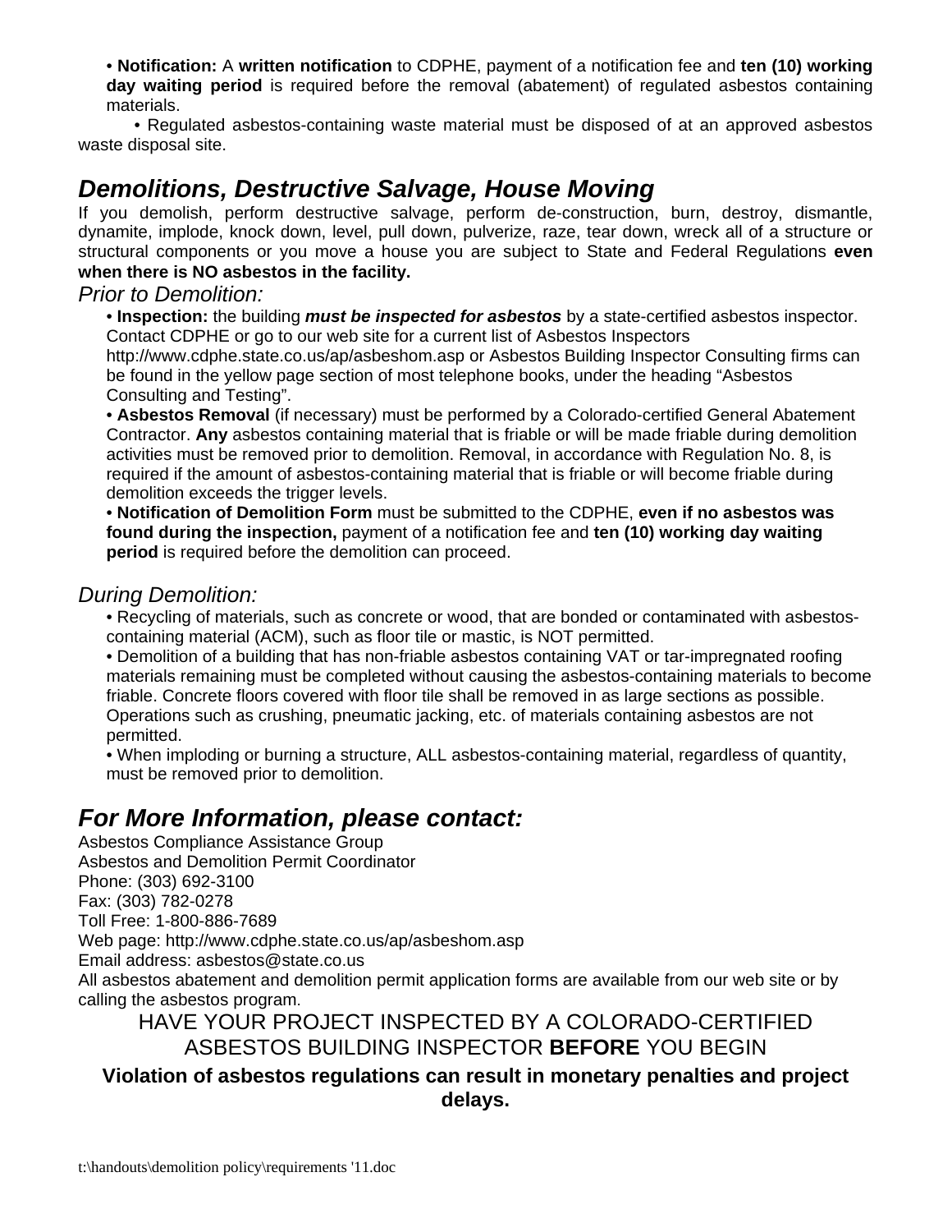- **Notification:** A **written notification** to CDPHE, payment of a notification fee and **ten (10) working day waiting period** is required before the removal (abatement) of regulated asbestos containing materials.
- Regulated asbestos-containing waste material must be disposed of at an approved asbestos waste disposal site.

## *Demolitions, Destructive Salvage, House Moving*

If you demolish, perform destructive salvage, perform de-construction, burn, destroy, dismantle, dynamite, implode, knock down, level, pull down, pulverize, raze, tear down, wreck all of a structure or structural components or you move a house you are subject to State and Federal Regulations **even when there is NO asbestos in the facility.**

*Prior to Demolition:*

- **Inspection:** the building ***must be inspected for asbestos*** by a state-certified asbestos inspector. Contact CDPHE or go to our web site for a current list of Asbestos Inspectors http://www.cdphe.state.co.us/ap/asbeshom.asp or Asbestos Building Inspector Consulting firms can be found in the yellow page section of most telephone books, under the heading "Asbestos Consulting and Testing".
- **Asbestos Removal** (if necessary) must be performed by a Colorado-certified General Abatement Contractor. **Any** asbestos containing material that is friable or will be made friable during demolition activities must be removed prior to demolition. Removal, in accordance with Regulation No. 8, is required if the amount of asbestos-containing material that is friable or will become friable during demolition exceeds the trigger levels.
- **Notification of Demolition Form** must be submitted to the CDPHE, **even if no asbestos was found during the inspection,** payment of a notification fee and **ten (10) working day waiting period** is required before the demolition can proceed.

*During Demolition:*

- Recycling of materials, such as concrete or wood, that are bonded or contaminated with asbestos-containing material (ACM), such as floor tile or mastic, is NOT permitted.
- Demolition of a building that has non-friable asbestos containing VAT or tar-impregnated roofing materials remaining must be completed without causing the asbestos-containing materials to become friable. Concrete floors covered with floor tile shall be removed in as large sections as possible. Operations such as crushing, pneumatic jacking, etc. of materials containing asbestos are not permitted.
- When imploding or burning a structure, ALL asbestos-containing material, regardless of quantity, must be removed prior to demolition.

## *For More Information, please contact:*

Asbestos Compliance Assistance Group
Asbestos and Demolition Permit Coordinator
Phone: (303) 692-3100
Fax: (303) 782-0278
Toll Free: 1-800-886-7689
Web page: http://www.cdphe.state.co.us/ap/asbeshom.asp
Email address: asbestos@state.co.us
All asbestos abatement and demolition permit application forms are available from our web site or by calling the asbestos program.

HAVE YOUR PROJECT INSPECTED BY A COLORADO-CERTIFIED ASBESTOS BUILDING INSPECTOR **BEFORE** YOU BEGIN

**Violation of asbestos regulations can result in monetary penalties and project delays.**

t:\handouts\demolition policy\requirements '11.doc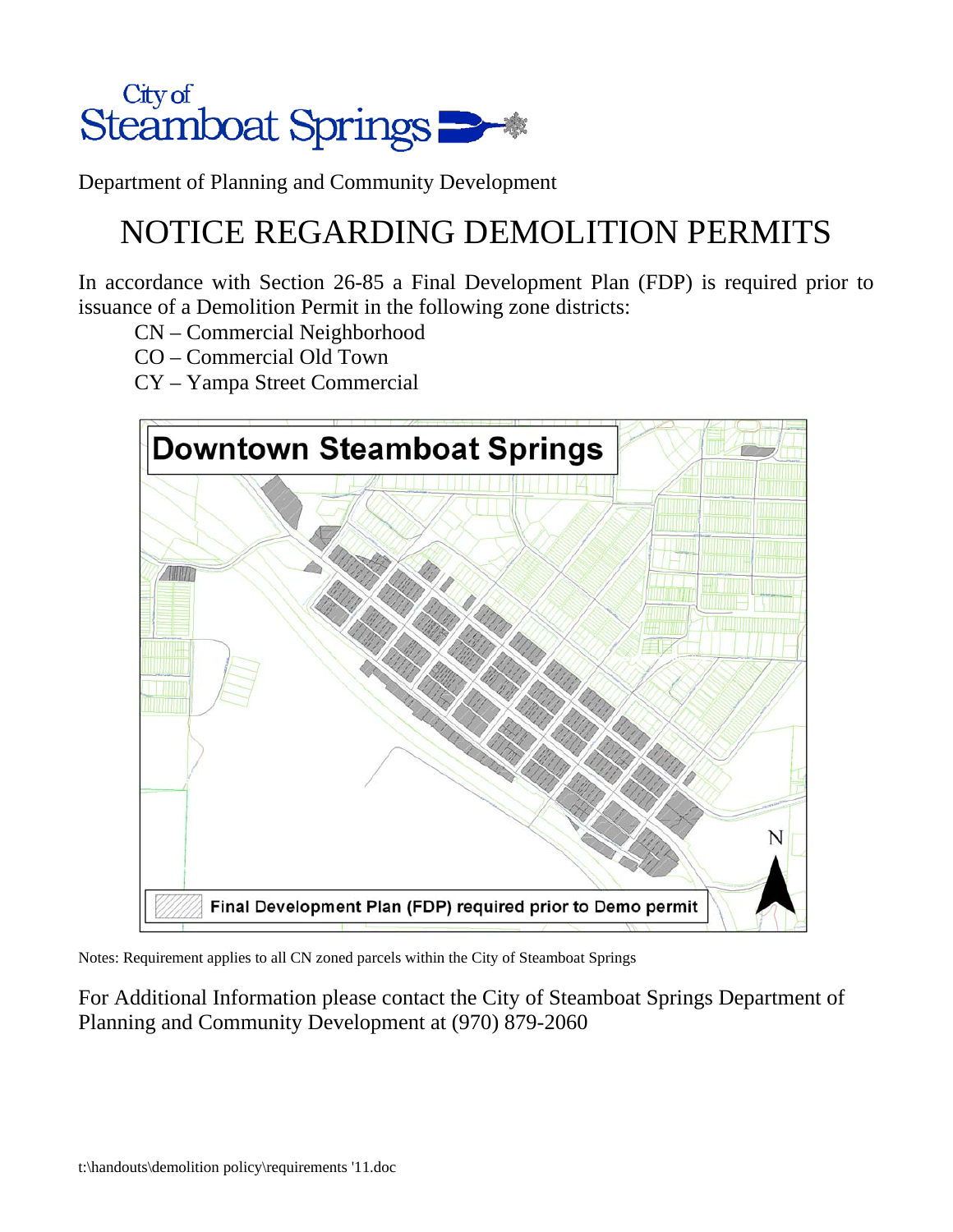City of
Steamboat Springs

Department of Planning and Community Development

# NOTICE REGARDING DEMOLITION PERMITS

In accordance with Section 26-85 a Final Development Plan (FDP) is required prior to issuance of a Demolition Permit in the following zone districts:

- CN – Commercial Neighborhood
- CO – Commercial Old Town
- CY – Yampa Street Commercial

**Downtown Steamboat Springs**

**Final Development Plan (FDP) required prior to Demo permit**

N

Notes: Requirement applies to all CN zoned parcels within the City of Steamboat Springs

For Additional Information please contact the City of Steamboat Springs Department of Planning and Community Development at (970) 879-2060

t:\handouts\demolition policy\requirements '11.doc